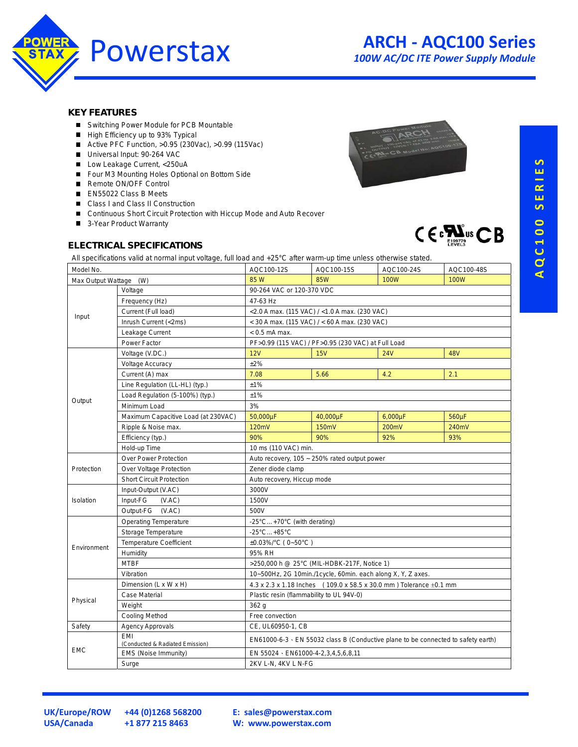# ARCH - AQC100 Series

*100W AC/DC ITE Power Supply Module*

## KEY FEATURES

- Switching Power Module for PCB Mountable
- High Efficiency up to 93% Typical
- Active PFC Function, >0.95 (230Vac), >0.99 (115Vac)
- Universal Input: 90-264 VAC
- Low Leakage Current, <250uA
- Four M3 Mounting Holes Optional on Bottom Side
- Remote ON/OFF Control
- EN55022 Class B Meets
- Class I and Class II Construction
- Continuous Short Circuit Protection with Hiccup Mode and Auto Recover
- 3-Year Product Warranty

## ELECTRICAL SPECIFICATIONS

All specifications valid at normal input voltage, full load and +25°C after warm-up time unless otherwise stated.

| Model No. | | AQC100-12S | AQC100-15S | AQC100-24S | AQC100-48S |
|---|---|---|---|---|---|
| Max Output Wattage (W) | | 85 W | 85W | 100W | 100W |
| Input | Voltage | 90-264 VAC or 120-370 VDC | | | |
| | Frequency (Hz) | 47-63 Hz | | | |
| | Current (Full load) | <2.0 A max. (115 VAC) / <1.0 A max. (230 VAC) | | | |
| | Inrush Current (<2ms) | < 30 A max. (115 VAC) / < 60 A max. (230 VAC) | | | |
| | Leakage Current | < 0.5 mA max. | | | |
| | Power Factor | PF>0.99 (115 VAC) / PF>0.95 (230 VAC) at Full Load | | | |
| Output | Voltage (V.DC.) | 12V | 15V | 24V | 48V |
| | Voltage Accuracy | ±2% | | | |
| | Current (A) max | 7.08 | 5.66 | 4.2 | 2.1 |
| | Line Regulation (LL-HL) (typ.) | ±1% | | | |
| | Load Regulation (5-100%) (typ.) | ±1% | | | |
| | Minimum Load | 3% | | | |
| | Maximum Capacitive Load (at 230VAC) | 50,000µF | 40,000µF | 6,000µF | 560µF |
| | Ripple & Noise max. | 120mV | 150mV | 200mV | 240mV |
| | Efficiency (typ.) | 90% | 90% | 92% | 93% |
| | Hold-up Time | 10 ms (110 VAC) min. | | | |
| Protection | Over Power Protection | Auto recovery, 105 ~ 250% rated output power | | | |
| | Over Voltage Protection | Zener diode clamp | | | |
| | Short Circuit Protection | Auto recovery, Hiccup mode | | | |
| Isolation | Input-Output (V.AC) | 3000V | | | |
| | Input-FG (V.AC) | 1500V | | | |
| | Output-FG (V.AC) | 500V | | | |
| Environment | Operating Temperature | -25°C ... +70°C (with derating) | | | |
| | Storage Temperature | -25°C ... +85°C | | | |
| | Temperature Coefficient | ±0.03%/°C ( 0~50°C ) | | | |
| | Humidity | 95% RH | | | |
| | MTBF | >250,000 h @ 25°C (MIL-HDBK-217F, Notice 1) | | | |
| | Vibration | 10~500Hz, 2G 10min./1cycle, 60min. each along X, Y, Z axes. | | | |
| Physical | Dimension (L x W x H) | 4.3 x 2.3 x 1.18 Inches ( 109.0 x 58.5 x 30.0 mm ) Tolerance ±0.1 mm | | | |
| | Case Material | Plastic resin (flammability to UL 94V-0) | | | |
| | Weight | 362 g | | | |
| | Cooling Method | Free convection | | | |
| Safety | Agency Approvals | CE, UL60950-1, CB | | | |
| EMC | EMI (Conducted & Radiated Emission) | EN61000-6-3 、EN 55032 class B (Conductive plane to be connected to safety earth) | | | |
| | EMS (Noise Immunity) | EN 55024 、EN61000-4-2,3,4,5,6,8,11 | | | |
| | Surge | 2KV L-N, 4KV L N-FG | | | |

UK/Europe/ROW +44 (0)1268 568200 E: sales@powerstax.com
USA/Canada +1 877 215 8463 W: www.powerstax.com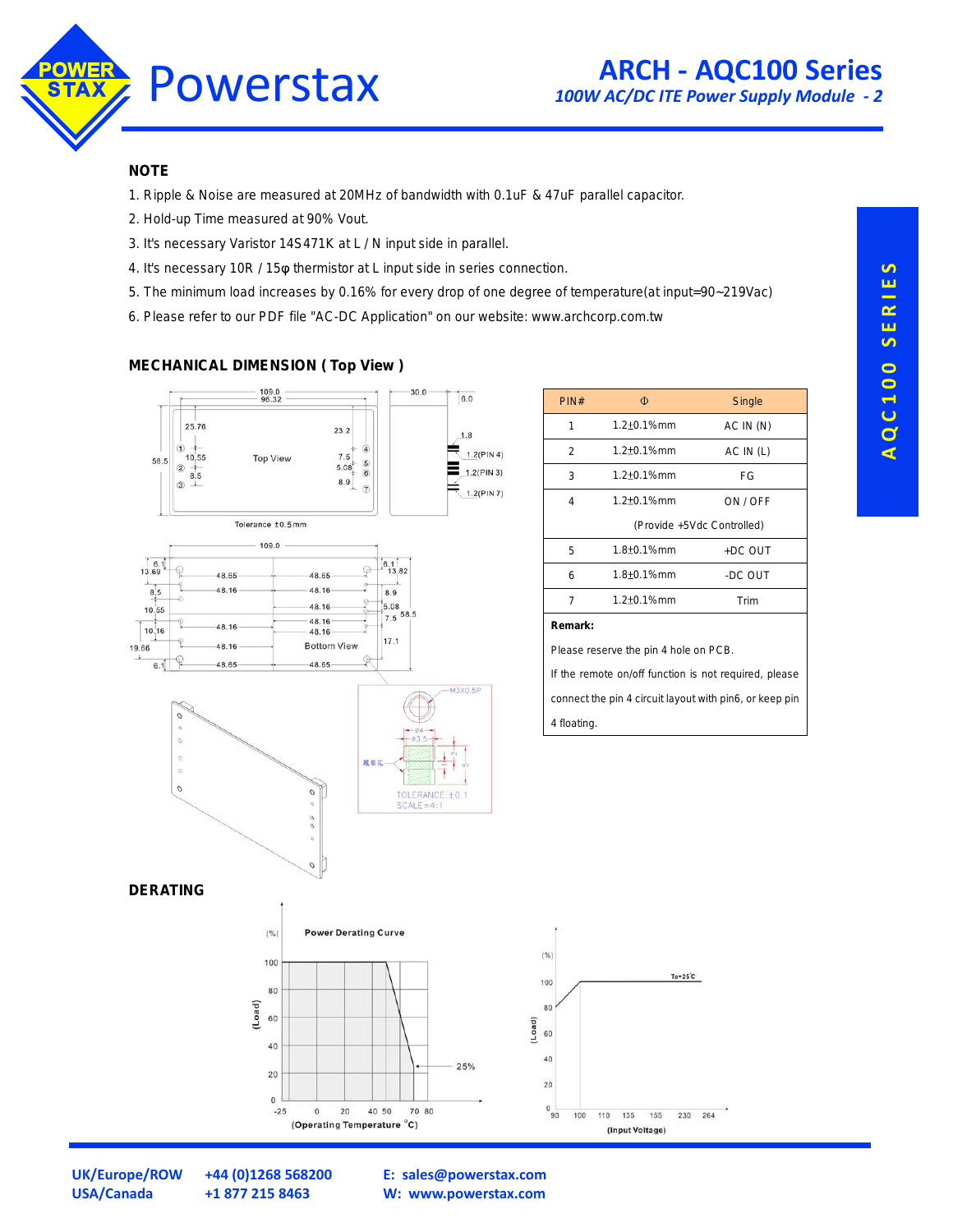## NOTE

1. Ripple & Noise are measured at 20MHz of bandwidth with 0.1uF & 47uF parallel capacitor.
2. Hold-up Time measured at 90% Vout.
3. It's necessary Varistor 14S471K at L / N input side in parallel.
4. It's necessary 10R / 15φ thermistor at L input side in series connection.
5. The minimum load increases by 0.16% for every drop of one degree of temperature(at input=90~219Vac)
6. Please refer to our PDF file "AC-DC Application" on our website: www.archcorp.com.tw

## MECHANICAL DIMENSION ( Top View )

Tolerance ±0.5mm

| PIN# | Φ | Single |
|---|---|---|
| 1 | 1.2±0.1%mm | AC IN (N) |
| 2 | 1.2±0.1%mm | AC IN (L) |
| 3 | 1.2±0.1%mm | FG |
| 4 | 1.2±0.1%mm | ON / OFF (Provide +5Vdc Controlled) |
| 5 | 1.8±0.1%mm | +DC OUT |
| 6 | 1.8±0.1%mm | -DC OUT |
| 7 | 1.2±0.1%mm | Trim |

**Remark:**

Please reserve the pin 4 hole on PCB.

If the remote on/off function is not required, please connect the pin 4 circuit layout with pin6, or keep pin 4 floating.

## DERATING

Power Derating Curve

(Load) (%) vs (Operating Temperature °C); 25%

(Load) (%) vs (Input Voltage); Ta=25°C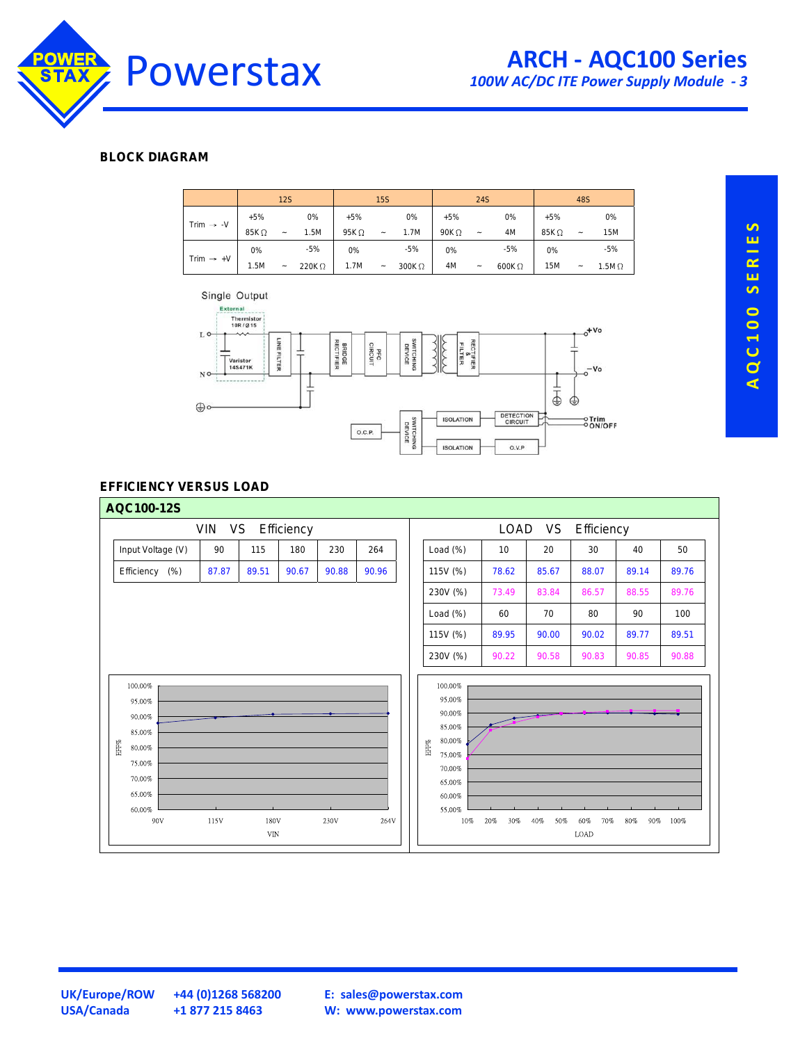## BLOCK DIAGRAM

| | 12S | | | 15S | | | 24S | | | 48S | | |
|---|---|---|---|---|---|---|---|---|---|---|---|---|
| Trim → -V | +5% | | 0% | +5% | | 0% | +5% | | 0% | +5% | | 0% |
| | 85K Ω | ~ | 1.5M | 95K Ω | ~ | 1.7M | 90K Ω | ~ | 4M | 85K Ω | ~ | 15M |
| Trim → +V | 0% | | -5% | 0% | | -5% | 0% | | -5% | 0% | | -5% |
| | 1.5M | ~ | 220K Ω | 1.7M | ~ | 300K Ω | 4M | ~ | 600K Ω | 15M | ~ | 1.5M Ω |

Single Output

## EFFICIENCY VERSUS LOAD

### AQC100-12S

**VIN VS Efficiency**

| Input Voltage (V) | 90 | 115 | 180 | 230 | 264 |
|---|---|---|---|---|---|
| Efficiency (%) | 87.87 | 89.51 | 90.67 | 90.88 | 90.96 |

**LOAD VS Efficiency**

| Load (%) | 10 | 20 | 30 | 40 | 50 |
|---|---|---|---|---|---|
| 115V (%) | 78.62 | 85.67 | 88.07 | 89.14 | 89.76 |
| 230V (%) | 73.49 | 83.84 | 86.57 | 88.55 | 89.76 |
| Load (%) | 60 | 70 | 80 | 90 | 100 |
| 115V (%) | 89.95 | 90.00 | 90.02 | 89.77 | 89.51 |
| 230V (%) | 90.22 | 90.58 | 90.83 | 90.85 | 90.88 |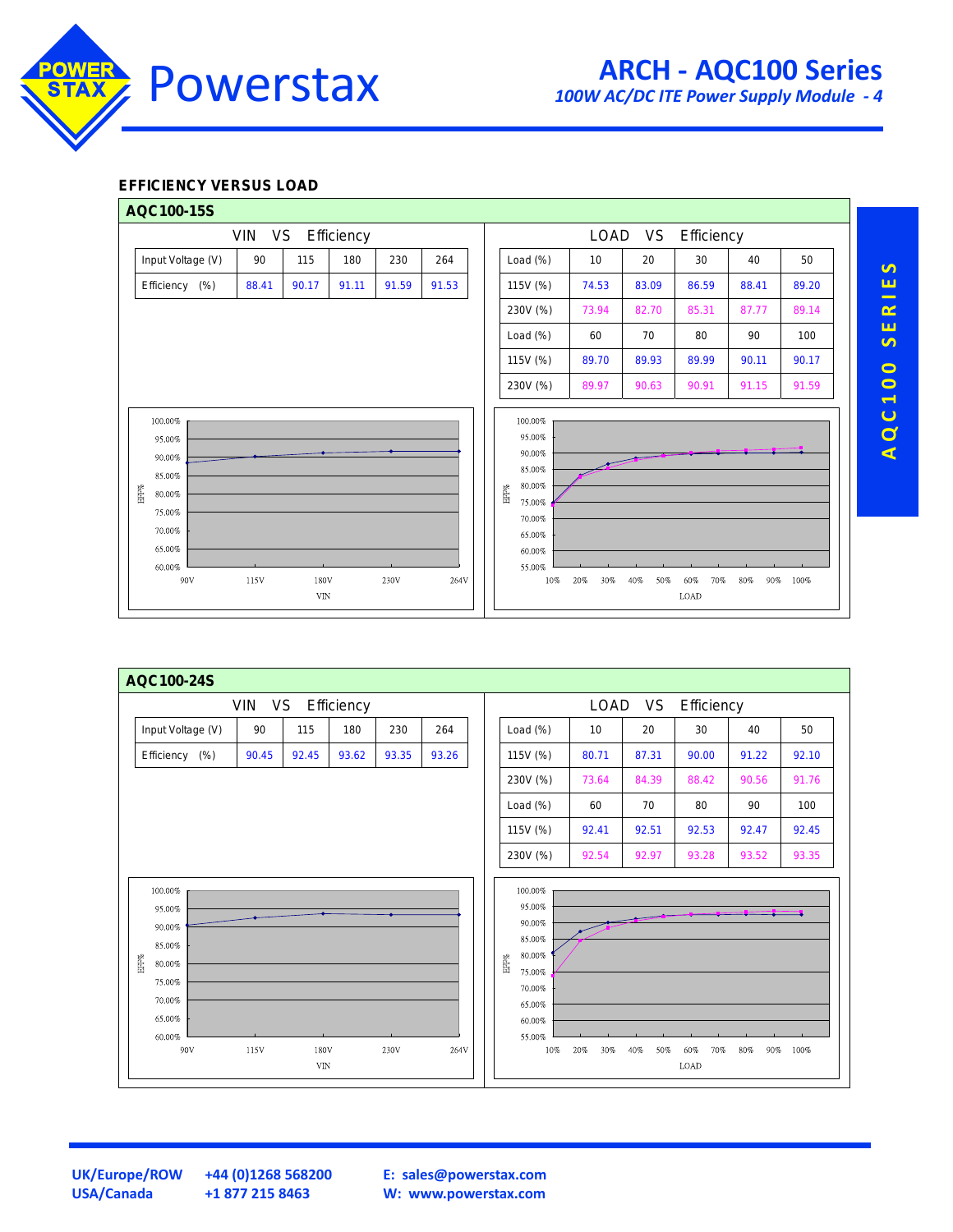## EFFICIENCY VERSUS LOAD

### AQC100-15S

**VIN VS Efficiency**

| Input Voltage (V) | 90 | 115 | 180 | 230 | 264 |
|---|---|---|---|---|---|
| Efficiency (%) | 88.41 | 90.17 | 91.11 | 91.59 | 91.53 |

**LOAD VS Efficiency**

| Load (%) | 10 | 20 | 30 | 40 | 50 |
|---|---|---|---|---|---|
| 115V (%) | 74.53 | 83.09 | 86.59 | 88.41 | 89.20 |
| 230V (%) | 73.94 | 82.70 | 85.31 | 87.77 | 89.14 |
| Load (%) | 60 | 70 | 80 | 90 | 100 |
| 115V (%) | 89.70 | 89.93 | 89.99 | 90.11 | 90.17 |
| 230V (%) | 89.97 | 90.63 | 90.91 | 91.15 | 91.59 |

### AQC100-24S

**VIN VS Efficiency**

| Input Voltage (V) | 90 | 115 | 180 | 230 | 264 |
|---|---|---|---|---|---|
| Efficiency (%) | 90.45 | 92.45 | 93.62 | 93.35 | 93.26 |

**LOAD VS Efficiency**

| Load (%) | 10 | 20 | 30 | 40 | 50 |
|---|---|---|---|---|---|
| 115V (%) | 80.71 | 87.31 | 90.00 | 91.22 | 92.10 |
| 230V (%) | 73.64 | 84.39 | 88.42 | 90.56 | 91.76 |
| Load (%) | 60 | 70 | 80 | 90 | 100 |
| 115V (%) | 92.41 | 92.51 | 92.53 | 92.47 | 92.45 |
| 230V (%) | 92.54 | 92.97 | 93.28 | 93.52 | 93.35 |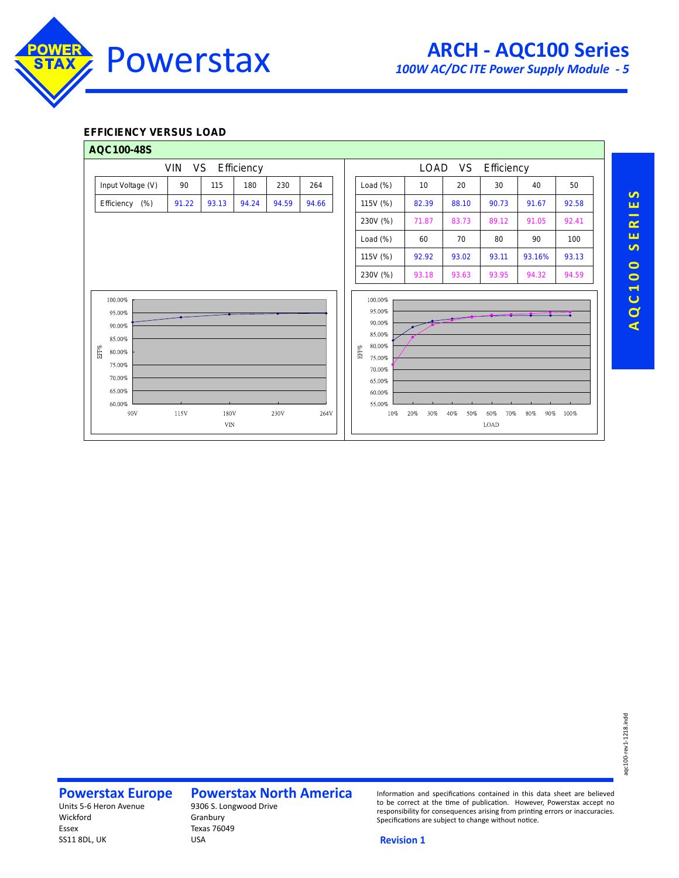## EFFICIENCY VERSUS LOAD

### AQC100-48S

**VIN VS Efficiency**

| Input Voltage (V) | 90 | 115 | 180 | 230 | 264 |
|---|---|---|---|---|---|
| Efficiency (%) | 91.22 | 93.13 | 94.24 | 94.59 | 94.66 |

**LOAD VS Efficiency**

| Load (%) | 10 | 20 | 30 | 40 | 50 |
|---|---|---|---|---|---|
| 115V (%) | 82.39 | 88.10 | 90.73 | 91.67 | 92.58 |
| 230V (%) | 71.87 | 83.73 | 89.12 | 91.05 | 92.41 |
| Load (%) | 60 | 70 | 80 | 90 | 100 |
| 115V (%) | 92.92 | 93.02 | 93.11 | 93.16% | 93.13 |
| 230V (%) | 93.18 | 93.63 | 93.95 | 94.32 | 94.59 |

100.00%
95.00%
90.00%
85.00%
80.00%
75.00%
70.00%
65.00%
60.00%
EFF%
90V 115V 180V 230V 264V
VIN

100.00%
95.00%
90.00%
85.00%
80.00%
75.00%
70.00%
65.00%
60.00%
55.00%
EFF%
10% 20% 30% 40% 50% 60% 70% 80% 90% 100%
LOAD

**Powerstax Europe**
Units 5-6 Heron Avenue
Wickford
Essex
SS11 8DL, UK

**Powerstax North America**
9306 S. Longwood Drive
Granbury
Texas 76049
USA

Information and specifications contained in this data sheet are believed to be correct at the time of publication. However, Powerstax accept no responsibility for consequences arising from printing errors or inaccuracies. Specifications are subject to change without notice.

**Revision 1**